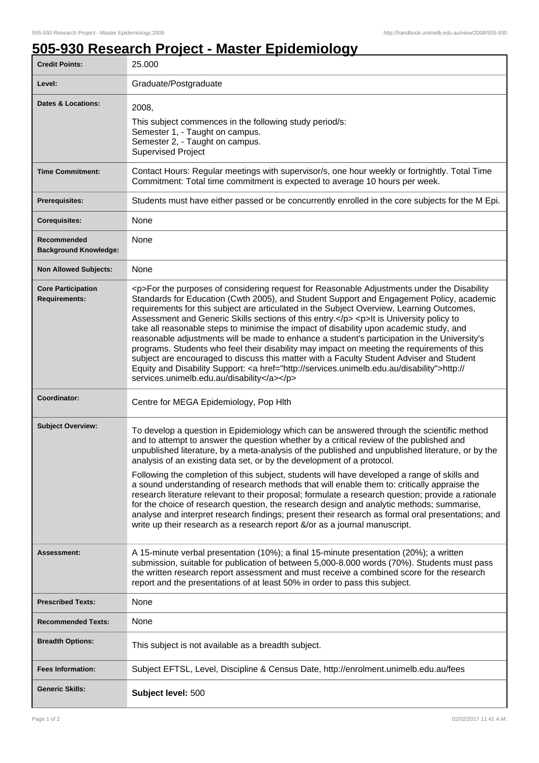# 505-930 Research Project - Master Epidemiology

| | |
|---|---|
| **Credit Points:** | 25.000 |
| **Level:** | Graduate/Postgraduate |
| **Dates & Locations:** | 2008,<br>This subject commences in the following study period/s:<br>Semester 1, - Taught on campus.<br>Semester 2, - Taught on campus.<br>Supervised Project |
| **Time Commitment:** | Contact Hours: Regular meetings with supervisor/s, one hour weekly or fortnightly. Total Time Commitment: Total time commitment is expected to average 10 hours per week. |
| **Prerequisites:** | Students must have either passed or be concurrently enrolled in the core subjects for the M Epi. |
| **Corequisites:** | None |
| **Recommended Background Knowledge:** | None |
| **Non Allowed Subjects:** | None |
| **Core Participation Requirements:** | <p>For the purposes of considering request for Reasonable Adjustments under the Disability Standards for Education (Cwth 2005), and Student Support and Engagement Policy, academic requirements for this subject are articulated in the Subject Overview, Learning Outcomes, Assessment and Generic Skills sections of this entry.</p> <p>It is University policy to take all reasonable steps to minimise the impact of disability upon academic study, and reasonable adjustments will be made to enhance a student's participation in the University's programs. Students who feel their disability may impact on meeting the requirements of this subject are encouraged to discuss this matter with a Faculty Student Adviser and Student Equity and Disability Support: <a href="http://services.unimelb.edu.au/disability">http://services.unimelb.edu.au/disability</a></p> |
| **Coordinator:** | Centre for MEGA Epidemiology, Pop Hlth |
| **Subject Overview:** | To develop a question in Epidemiology which can be answered through the scientific method and to attempt to answer the question whether by a critical review of the published and unpublished literature, by a meta-analysis of the published and unpublished literature, or by the analysis of an existing data set, or by the development of a protocol.<br><br>Following the completion of this subject, students will have developed a range of skills and a sound understanding of research methods that will enable them to: critically appraise the research literature relevant to their proposal; formulate a research question; provide a rationale for the choice of research question, the research design and analytic methods; summarise, analyse and interpret research findings; present their research as formal oral presentations; and write up their research as a research report &/or as a journal manuscript. |
| **Assessment:** | A 15-minute verbal presentation (10%); a final 15-minute presentation (20%); a written submission, suitable for publication of between 5,000-8.000 words (70%). Students must pass the written research report assessment and must receive a combined score for the research report and the presentations of at least 50% in order to pass this subject. |
| **Prescribed Texts:** | None |
| **Recommended Texts:** | None |
| **Breadth Options:** | This subject is not available as a breadth subject. |
| **Fees Information:** | Subject EFTSL, Level, Discipline & Census Date, http://enrolment.unimelb.edu.au/fees |
| **Generic Skills:** | **Subject level:** 500 |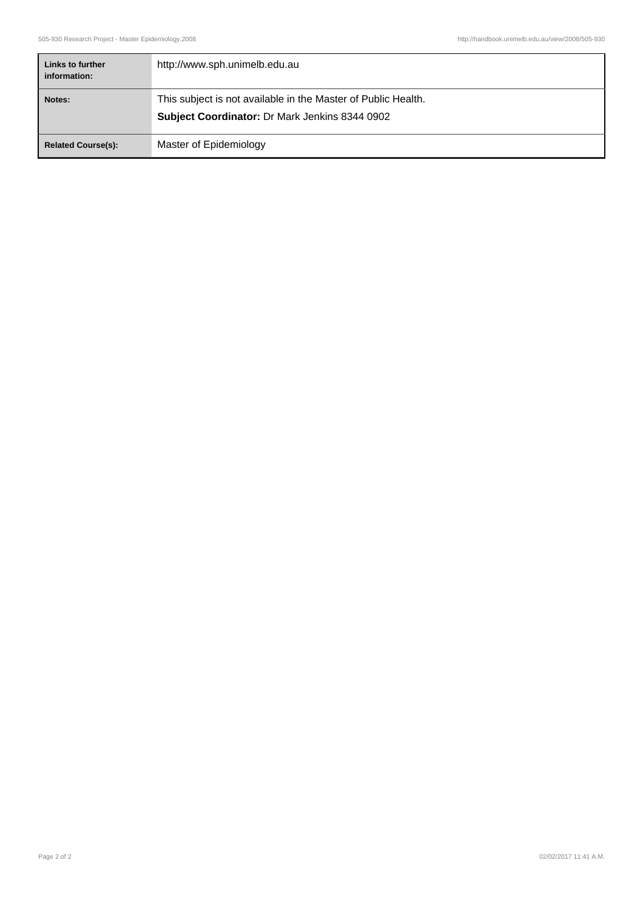| | |
|---|---|
| **Links to further information:** | http://www.sph.unimelb.edu.au |
| **Notes:** | This subject is not available in the Master of Public Health. **Subject Coordinator:** Dr Mark Jenkins 8344 0902 |
| **Related Course(s):** | Master of Epidemiology |